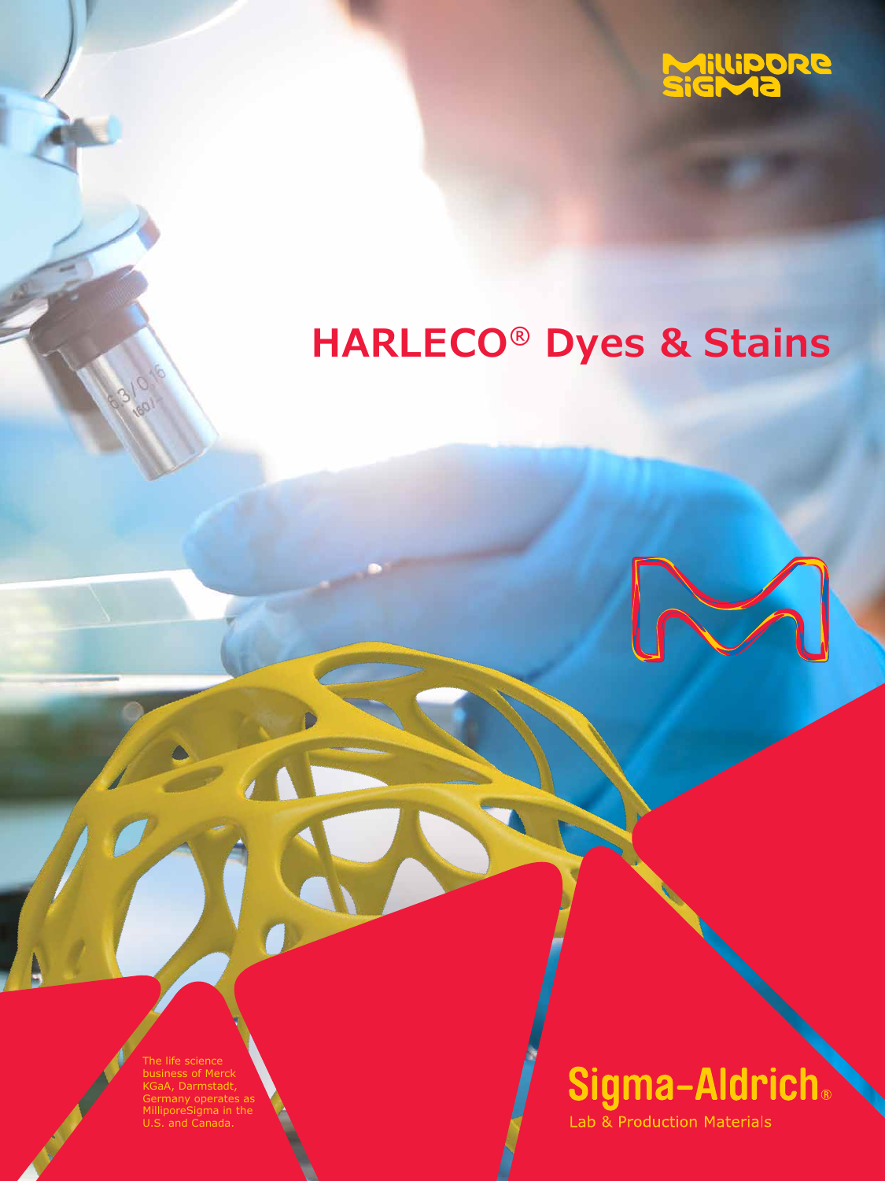MilliporeSigma

# HARLECO® Dyes & Stains

The life science business of Merck KGaA, Darmstadt, Germany operates as MilliporeSigma in the U.S. and Canada.

Sigma-Aldrich®

Lab & Production Materials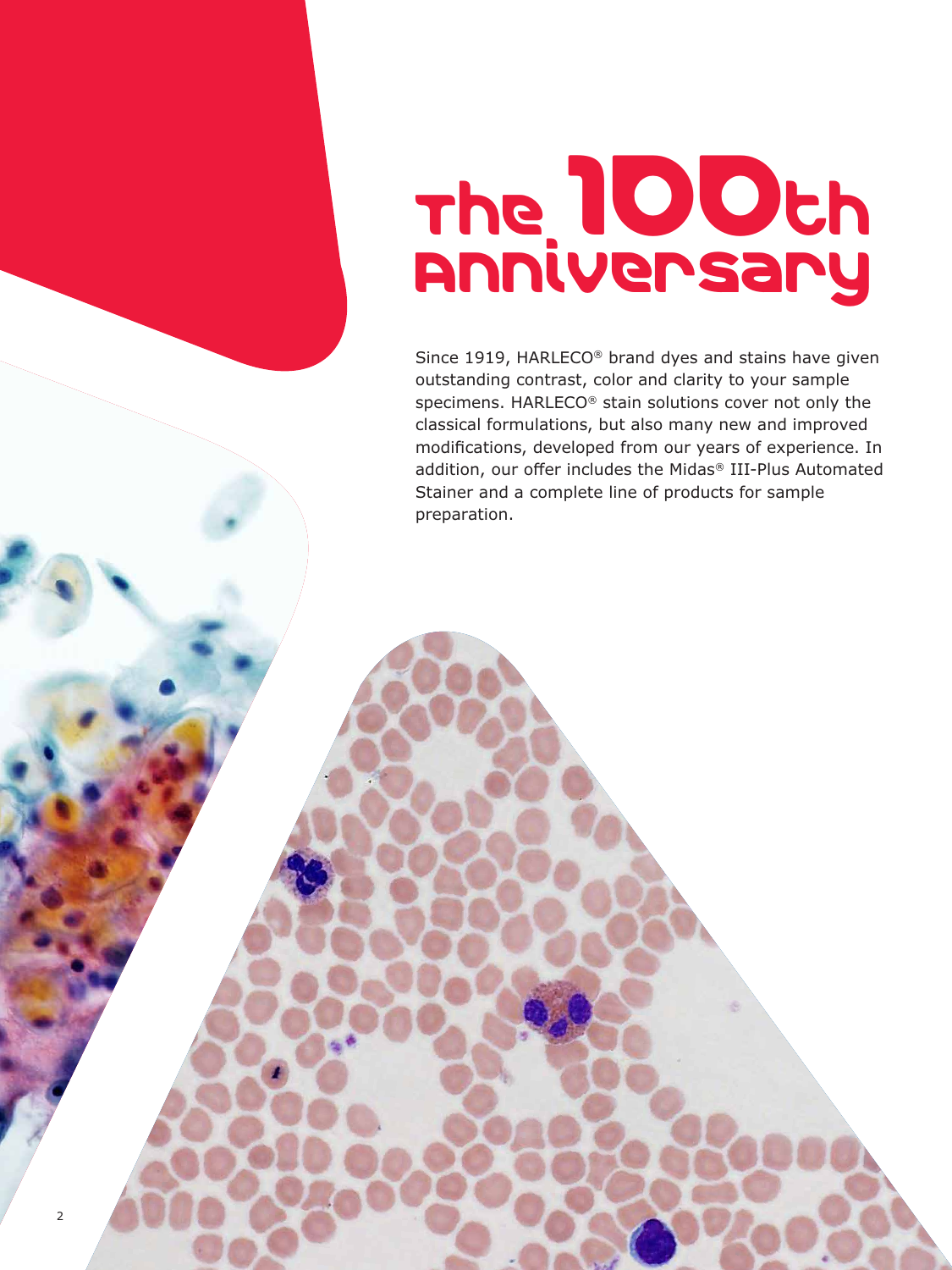# The 100th Anniversary

Since 1919, HARLECO® brand dyes and stains have given outstanding contrast, color and clarity to your sample specimens. HARLECO® stain solutions cover not only the classical formulations, but also many new and improved modifications, developed from our years of experience. In addition, our offer includes the Midas® III-Plus Automated Stainer and a complete line of products for sample preparation.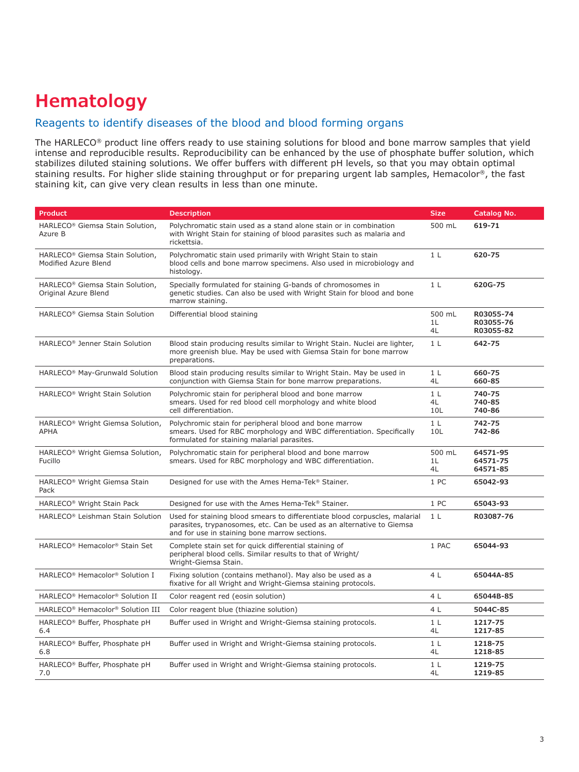# Hematology

## Reagents to identify diseases of the blood and blood forming organs

The HARLECO® product line offers ready to use staining solutions for blood and bone marrow samples that yield intense and reproducible results. Reproducibility can be enhanced by the use of phosphate buffer solution, which stabilizes diluted staining solutions. We offer buffers with different pH levels, so that you may obtain optimal staining results. For higher slide staining throughput or for preparing urgent lab samples, Hemacolor®, the fast staining kit, can give very clean results in less than one minute.

| Product | Description | Size | Catalog No. |
|---|---|---|---|
| HARLECO® Giemsa Stain Solution, Azure B | Polychromatic stain used as a stand alone stain or in combination with Wright Stain for staining of blood parasites such as malaria and rickettsia. | 500 mL | **619-71** |
| HARLECO® Giemsa Stain Solution, Modified Azure Blend | Polychromatic stain used primarily with Wright Stain to stain blood cells and bone marrow specimens. Also used in microbiology and histology. | 1 L | **620-75** |
| HARLECO® Giemsa Stain Solution, Original Azure Blend | Specially formulated for staining G-bands of chromosomes in genetic studies. Can also be used with Wright Stain for blood and bone marrow staining. | 1 L | **620G-75** |
| HARLECO® Giemsa Stain Solution | Differential blood staining | 500 mL<br>1L<br>4L | **R03055-74**<br>**R03055-76**<br>**R03055-82** |
| HARLECO® Jenner Stain Solution | Blood stain producing results similar to Wright Stain. Nuclei are lighter, more greenish blue. May be used with Giemsa Stain for bone marrow preparations. | 1 L | **642-75** |
| HARLECO® May-Grunwald Solution | Blood stain producing results similar to Wright Stain. May be used in conjunction with Giemsa Stain for bone marrow preparations. | 1 L<br>4L | **660-75**<br>**660-85** |
| HARLECO® Wright Stain Solution | Polychromic stain for peripheral blood and bone marrow smears. Used for red blood cell morphology and white blood cell differentiation. | 1 L<br>4L<br>10L | **740-75**<br>**740-85**<br>**740-86** |
| HARLECO® Wright Giemsa Solution, APHA | Polychromic stain for peripheral blood and bone marrow smears. Used for RBC morphology and WBC differentiation. Specifically formulated for staining malarial parasites. | 1 L<br>10L | **742-75**<br>**742-86** |
| HARLECO® Wright Giemsa Solution, Fucillo | Polychromatic stain for peripheral blood and bone marrow smears. Used for RBC morphology and WBC differentiation. | 500 mL<br>1L<br>4L | **64571-95**<br>**64571-75**<br>**64571-85** |
| HARLECO® Wright Giemsa Stain Pack | Designed for use with the Ames Hema-Tek® Stainer. | 1 PC | **65042-93** |
| HARLECO® Wright Stain Pack | Designed for use with the Ames Hema-Tek® Stainer. | 1 PC | **65043-93** |
| HARLECO® Leishman Stain Solution | Used for staining blood smears to differentiate blood corpuscles, malarial parasites, trypanosomes, etc. Can be used as an alternative to Giemsa and for use in staining bone marrow sections. | 1 L | **R03087-76** |
| HARLECO® Hemacolor® Stain Set | Complete stain set for quick differential staining of peripheral blood cells. Similar results to that of Wright/ Wright-Giemsa Stain. | 1 PAC | **65044-93** |
| HARLECO® Hemacolor® Solution I | Fixing solution (contains methanol). May also be used as a fixative for all Wright and Wright-Giemsa staining protocols. | 4 L | **65044A-85** |
| HARLECO® Hemacolor® Solution II | Color reagent red (eosin solution) | 4 L | **65044B-85** |
| HARLECO® Hemacolor® Solution III | Color reagent blue (thiazine solution) | 4 L | **5044C-85** |
| HARLECO® Buffer, Phosphate pH 6.4 | Buffer used in Wright and Wright-Giemsa staining protocols. | 1 L<br>4L | **1217-75**<br>**1217-85** |
| HARLECO® Buffer, Phosphate pH 6.8 | Buffer used in Wright and Wright-Giemsa staining protocols. | 1 L<br>4L | **1218-75**<br>**1218-85** |
| HARLECO® Buffer, Phosphate pH 7.0 | Buffer used in Wright and Wright-Giemsa staining protocols. | 1 L<br>4L | **1219-75**<br>**1219-85** |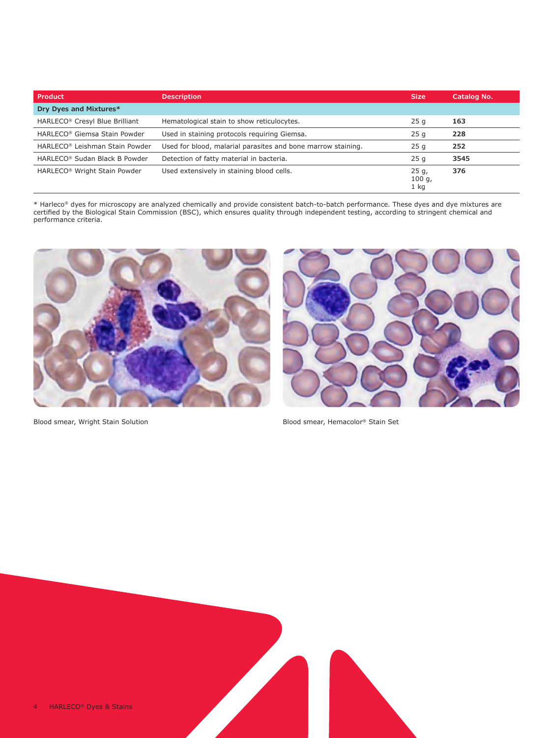| Product | Description | Size | Catalog No. |
|---|---|---|---|
| **Dry Dyes and Mixtures*** | | | |
| HARLECO® Cresyl Blue Brilliant | Hematological stain to show reticulocytes. | 25 g | **163** |
| HARLECO® Giemsa Stain Powder | Used in staining protocols requiring Giemsa. | 25 g | **228** |
| HARLECO® Leishman Stain Powder | Used for blood, malarial parasites and bone marrow staining. | 25 g | **252** |
| HARLECO® Sudan Black B Powder | Detection of fatty material in bacteria. | 25 g | **3545** |
| HARLECO® Wright Stain Powder | Used extensively in staining blood cells. | 25 g, 100 g, 1 kg | **376** |

* Harleco® dyes for microscopy are analyzed chemically and provide consistent batch-to-batch performance. These dyes and dye mixtures are certified by the Biological Stain Commission (BSC), which ensures quality through independent testing, according to stringent chemical and performance criteria.

Blood smear, Wright Stain Solution

Blood smear, Hemacolor® Stain Set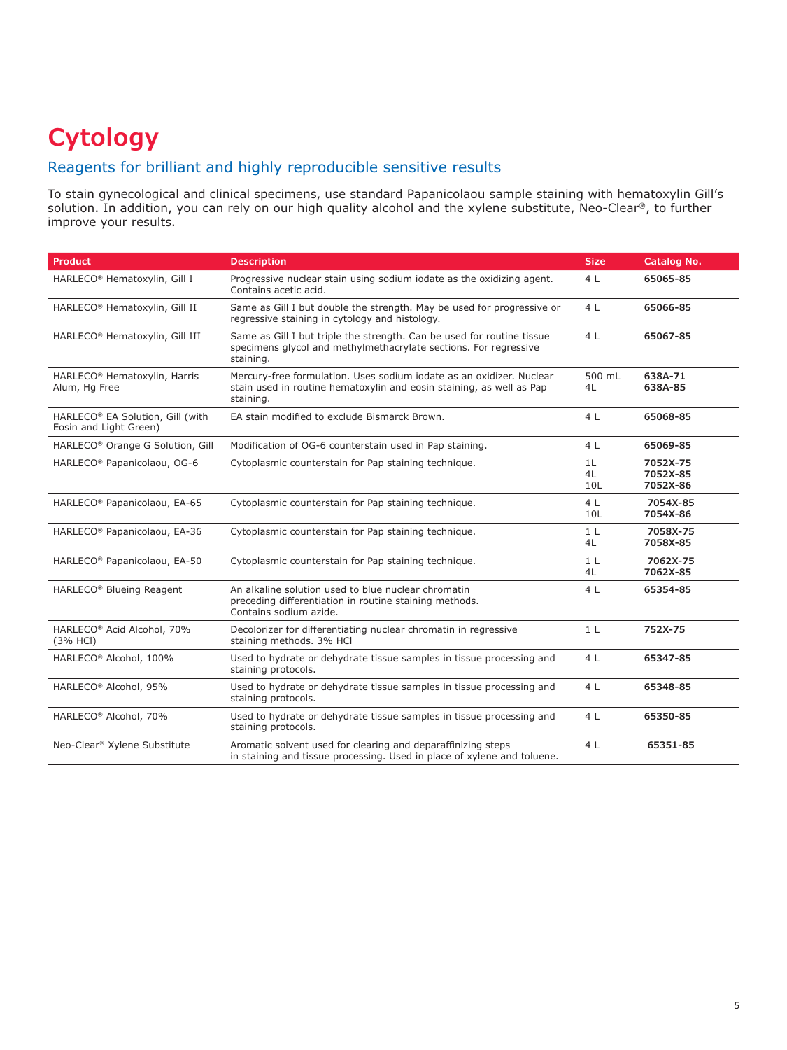# Cytology

## Reagents for brilliant and highly reproducible sensitive results

To stain gynecological and clinical specimens, use standard Papanicolaou sample staining with hematoxylin Gill's solution. In addition, you can rely on our high quality alcohol and the xylene substitute, Neo-Clear®, to further improve your results.

| Product | Description | Size | Catalog No. |
|---|---|---|---|
| HARLECO® Hematoxylin, Gill I | Progressive nuclear stain using sodium iodate as the oxidizing agent. Contains acetic acid. | 4 L | **65065-85** |
| HARLECO® Hematoxylin, Gill II | Same as Gill I but double the strength. May be used for progressive or regressive staining in cytology and histology. | 4 L | **65066-85** |
| HARLECO® Hematoxylin, Gill III | Same as Gill I but triple the strength. Can be used for routine tissue specimens glycol and methylmethacrylate sections. For regressive staining. | 4 L | **65067-85** |
| HARLECO® Hematoxylin, Harris Alum, Hg Free | Mercury-free formulation. Uses sodium iodate as an oxidizer. Nuclear stain used in routine hematoxylin and eosin staining, as well as Pap staining. | 500 mL<br>4L | **638A-71**<br>**638A-85** |
| HARLECO® EA Solution, Gill (with Eosin and Light Green) | EA stain modified to exclude Bismarck Brown. | 4 L | **65068-85** |
| HARLECO® Orange G Solution, Gill | Modification of OG-6 counterstain used in Pap staining. | 4 L | **65069-85** |
| HARLECO® Papanicolaou, OG-6 | Cytoplasmic counterstain for Pap staining technique. | 1L<br>4L<br>10L | **7052X-75**<br>**7052X-85**<br>**7052X-86** |
| HARLECO® Papanicolaou, EA-65 | Cytoplasmic counterstain for Pap staining technique. | 4 L<br>10L | **7054X-85**<br>**7054X-86** |
| HARLECO® Papanicolaou, EA-36 | Cytoplasmic counterstain for Pap staining technique. | 1 L<br>4L | **7058X-75**<br>**7058X-85** |
| HARLECO® Papanicolaou, EA-50 | Cytoplasmic counterstain for Pap staining technique. | 1 L<br>4L | **7062X-75**<br>**7062X-85** |
| HARLECO® Blueing Reagent | An alkaline solution used to blue nuclear chromatin preceding differentiation in routine staining methods. Contains sodium azide. | 4 L | **65354-85** |
| HARLECO® Acid Alcohol, 70% (3% HCl) | Decolorizer for differentiating nuclear chromatin in regressive staining methods. 3% HCl | 1 L | **752X-75** |
| HARLECO® Alcohol, 100% | Used to hydrate or dehydrate tissue samples in tissue processing and staining protocols. | 4 L | **65347-85** |
| HARLECO® Alcohol, 95% | Used to hydrate or dehydrate tissue samples in tissue processing and staining protocols. | 4 L | **65348-85** |
| HARLECO® Alcohol, 70% | Used to hydrate or dehydrate tissue samples in tissue processing and staining protocols. | 4 L | **65350-85** |
| Neo-Clear® Xylene Substitute | Aromatic solvent used for clearing and deparaffinizing steps in staining and tissue processing. Used in place of xylene and toluene. | 4 L | **65351-85** |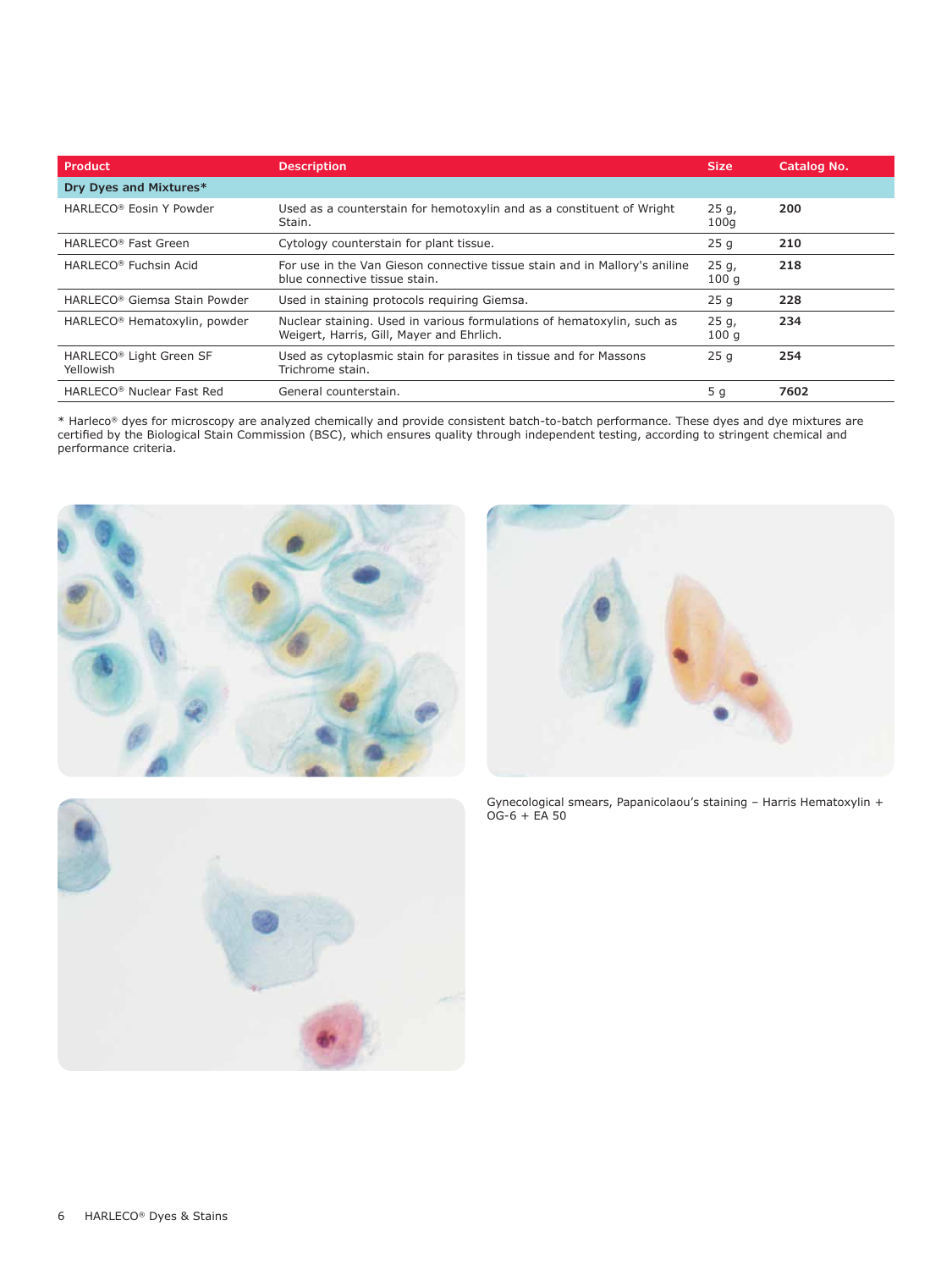| Product | Description | Size | Catalog No. |
|---|---|---|---|
| **Dry Dyes and Mixtures*** | | | |
| HARLECO® Eosin Y Powder | Used as a counterstain for hemotoxylin and as a constituent of Wright Stain. | 25 g, 100g | **200** |
| HARLECO® Fast Green | Cytology counterstain for plant tissue. | 25 g | **210** |
| HARLECO® Fuchsin Acid | For use in the Van Gieson connective tissue stain and in Mallory's aniline blue connective tissue stain. | 25 g, 100 g | **218** |
| HARLECO® Giemsa Stain Powder | Used in staining protocols requiring Giemsa. | 25 g | **228** |
| HARLECO® Hematoxylin, powder | Nuclear staining. Used in various formulations of hematoxylin, such as Weigert, Harris, Gill, Mayer and Ehrlich. | 25 g, 100 g | **234** |
| HARLECO® Light Green SF Yellowish | Used as cytoplasmic stain for parasites in tissue and for Massons Trichrome stain. | 25 g | **254** |
| HARLECO® Nuclear Fast Red | General counterstain. | 5 g | **7602** |

* Harleco® dyes for microscopy are analyzed chemically and provide consistent batch-to-batch performance. These dyes and dye mixtures are certified by the Biological Stain Commission (BSC), which ensures quality through independent testing, according to stringent chemical and performance criteria.

Gynecological smears, Papanicolaou's staining – Harris Hematoxylin + OG-6 + EA 50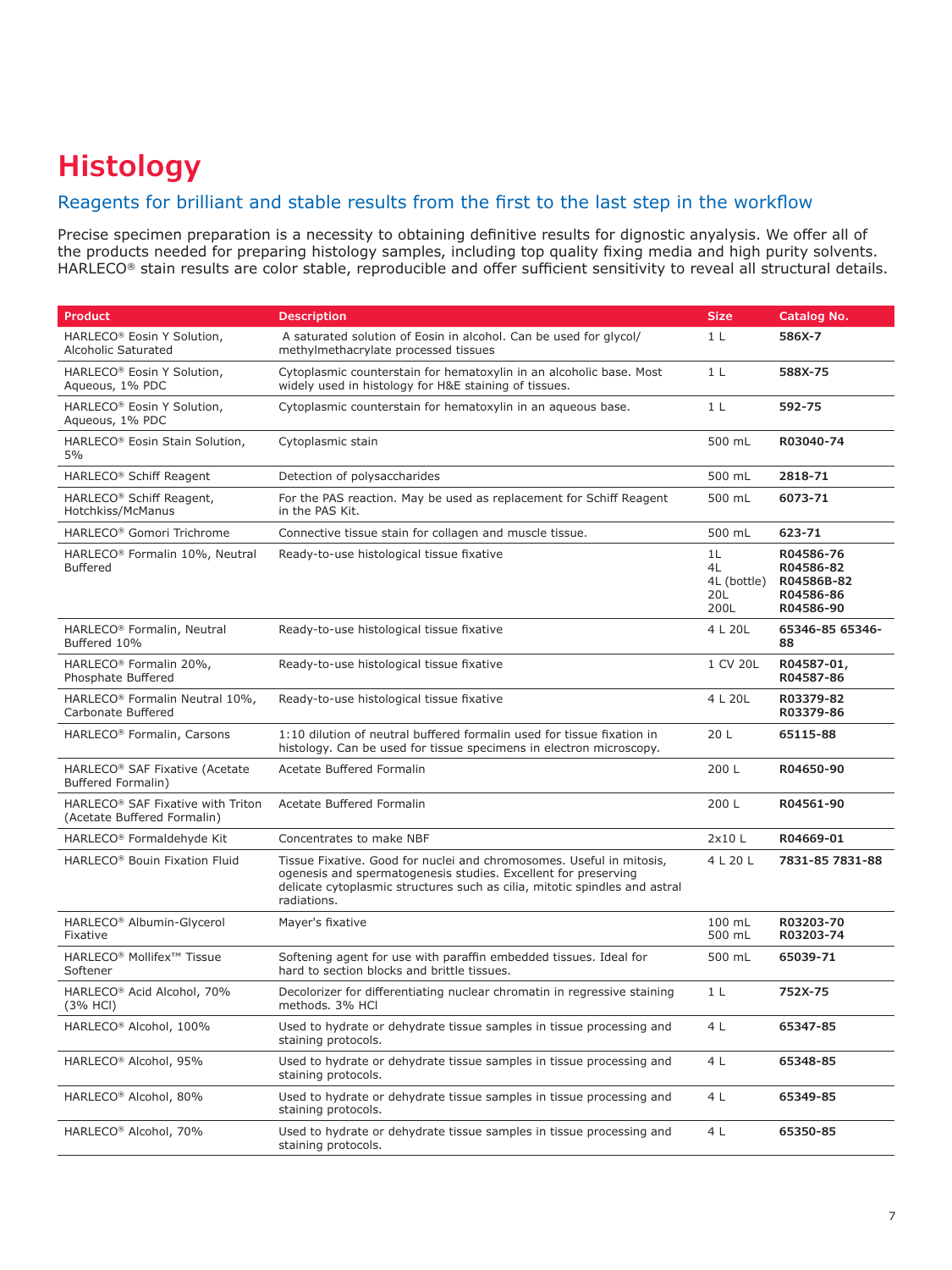# Histology

## Reagents for brilliant and stable results from the first to the last step in the workflow

Precise specimen preparation is a necessity to obtaining definitive results for dignostic anyalysis. We offer all of the products needed for preparing histology samples, including top quality fixing media and high purity solvents. HARLECO® stain results are color stable, reproducible and offer sufficient sensitivity to reveal all structural details.

| Product | Description | Size | Catalog No. |
|---|---|---|---|
| HARLECO® Eosin Y Solution, Alcoholic Saturated | A saturated solution of Eosin in alcohol. Can be used for glycol/ methylmethacrylate processed tissues | 1 L | **586X-7** |
| HARLECO® Eosin Y Solution, Aqueous, 1% PDC | Cytoplasmic counterstain for hematoxylin in an alcoholic base. Most widely used in histology for H&E staining of tissues. | 1 L | **588X-75** |
| HARLECO® Eosin Y Solution, Aqueous, 1% PDC | Cytoplasmic counterstain for hematoxylin in an aqueous base. | 1 L | **592-75** |
| HARLECO® Eosin Stain Solution, 5% | Cytoplasmic stain | 500 mL | **R03040-74** |
| HARLECO® Schiff Reagent | Detection of polysaccharides | 500 mL | **2818-71** |
| HARLECO® Schiff Reagent, Hotchkiss/McManus | For the PAS reaction. May be used as replacement for Schiff Reagent in the PAS Kit. | 500 mL | **6073-71** |
| HARLECO® Gomori Trichrome | Connective tissue stain for collagen and muscle tissue. | 500 mL | **623-71** |
| HARLECO® Formalin 10%, Neutral Buffered | Ready-to-use histological tissue fixative | 1L<br>4L<br>4L (bottle)<br>20L<br>200L | **R04586-76**<br>**R04586-82**<br>**R04586B-82**<br>**R04586-86**<br>**R04586-90** |
| HARLECO® Formalin, Neutral Buffered 10% | Ready-to-use histological tissue fixative | 4 L 20L | **65346-85 65346-88** |
| HARLECO® Formalin 20%, Phosphate Buffered | Ready-to-use histological tissue fixative | 1 CV 20L | **R04587-01, R04587-86** |
| HARLECO® Formalin Neutral 10%, Carbonate Buffered | Ready-to-use histological tissue fixative | 4 L 20L | **R03379-82 R03379-86** |
| HARLECO® Formalin, Carsons | 1:10 dilution of neutral buffered formalin used for tissue fixation in histology. Can be used for tissue specimens in electron microscopy. | 20 L | **65115-88** |
| HARLECO® SAF Fixative (Acetate Buffered Formalin) | Acetate Buffered Formalin | 200 L | **R04650-90** |
| HARLECO® SAF Fixative with Triton (Acetate Buffered Formalin) | Acetate Buffered Formalin | 200 L | **R04561-90** |
| HARLECO® Formaldehyde Kit | Concentrates to make NBF | 2x10 L | **R04669-01** |
| HARLECO® Bouin Fixation Fluid | Tissue Fixative. Good for nuclei and chromosomes. Useful in mitosis, ogenesis and spermatogenesis studies. Excellent for preserving delicate cytoplasmic structures such as cilia, mitotic spindles and astral radiations. | 4 L 20 L | **7831-85 7831-88** |
| HARLECO® Albumin-Glycerol Fixative | Mayer's fixative | 100 mL<br>500 mL | **R03203-70**<br>**R03203-74** |
| HARLECO® Mollifex™ Tissue Softener | Softening agent for use with paraffin embedded tissues. Ideal for hard to section blocks and brittle tissues. | 500 mL | **65039-71** |
| HARLECO® Acid Alcohol, 70% (3% HCl) | Decolorizer for differentiating nuclear chromatin in regressive staining methods. 3% HCl | 1 L | **752X-75** |
| HARLECO® Alcohol, 100% | Used to hydrate or dehydrate tissue samples in tissue processing and staining protocols. | 4 L | **65347-85** |
| HARLECO® Alcohol, 95% | Used to hydrate or dehydrate tissue samples in tissue processing and staining protocols. | 4 L | **65348-85** |
| HARLECO® Alcohol, 80% | Used to hydrate or dehydrate tissue samples in tissue processing and staining protocols. | 4 L | **65349-85** |
| HARLECO® Alcohol, 70% | Used to hydrate or dehydrate tissue samples in tissue processing and staining protocols. | 4 L | **65350-85** |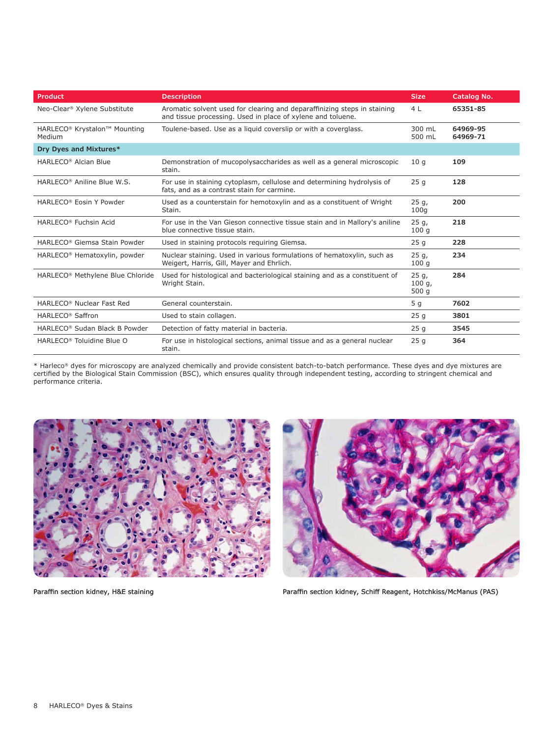| Product | Description | Size | Catalog No. |
|---|---|---|---|
| Neo-Clear® Xylene Substitute | Aromatic solvent used for clearing and deparaffinizing steps in staining and tissue processing. Used in place of xylene and toluene. | 4 L | **65351-85** |
| HARLECO® Krystalon™ Mounting Medium | Toulene-based. Use as a liquid coverslip or with a coverglass. | 300 mL<br>500 mL | **64969-95**<br>**64969-71** |
| **Dry Dyes and Mixtures*** | | | |
| HARLECO® Alcian Blue | Demonstration of mucopolysaccharides as well as a general microscopic stain. | 10 g | **109** |
| HARLECO® Aniline Blue W.S. | For use in staining cytoplasm, cellulose and determining hydrolysis of fats, and as a contrast stain for carmine. | 25 g | **128** |
| HARLECO® Eosin Y Powder | Used as a counterstain for hemotoxylin and as a constituent of Wright Stain. | 25 g, 100g | **200** |
| HARLECO® Fuchsin Acid | For use in the Van Gieson connective tissue stain and in Mallory's aniline blue connective tissue stain. | 25 g, 100 g | **218** |
| HARLECO® Giemsa Stain Powder | Used in staining protocols requiring Giemsa. | 25 g | **228** |
| HARLECO® Hematoxylin, powder | Nuclear staining. Used in various formulations of hematoxylin, such as Weigert, Harris, Gill, Mayer and Ehrlich. | 25 g, 100 g | **234** |
| HARLECO® Methylene Blue Chloride | Used for histological and bacteriological staining and as a constituent of Wright Stain. | 25 g, 100 g, 500 g | **284** |
| HARLECO® Nuclear Fast Red | General counterstain. | 5 g | **7602** |
| HARLECO® Saffron | Used to stain collagen. | 25 g | **3801** |
| HARLECO® Sudan Black B Powder | Detection of fatty material in bacteria. | 25 g | **3545** |
| HARLECO® Toluidine Blue O | For use in histological sections, animal tissue and as a general nuclear stain. | 25 g | **364** |

* Harleco® dyes for microscopy are analyzed chemically and provide consistent batch-to-batch performance. These dyes and dye mixtures are certified by the Biological Stain Commission (BSC), which ensures quality through independent testing, according to stringent chemical and performance criteria.

Paraffin section kidney, H&E staining

Paraffin section kidney, Schiff Reagent, Hotchkiss/McManus (PAS)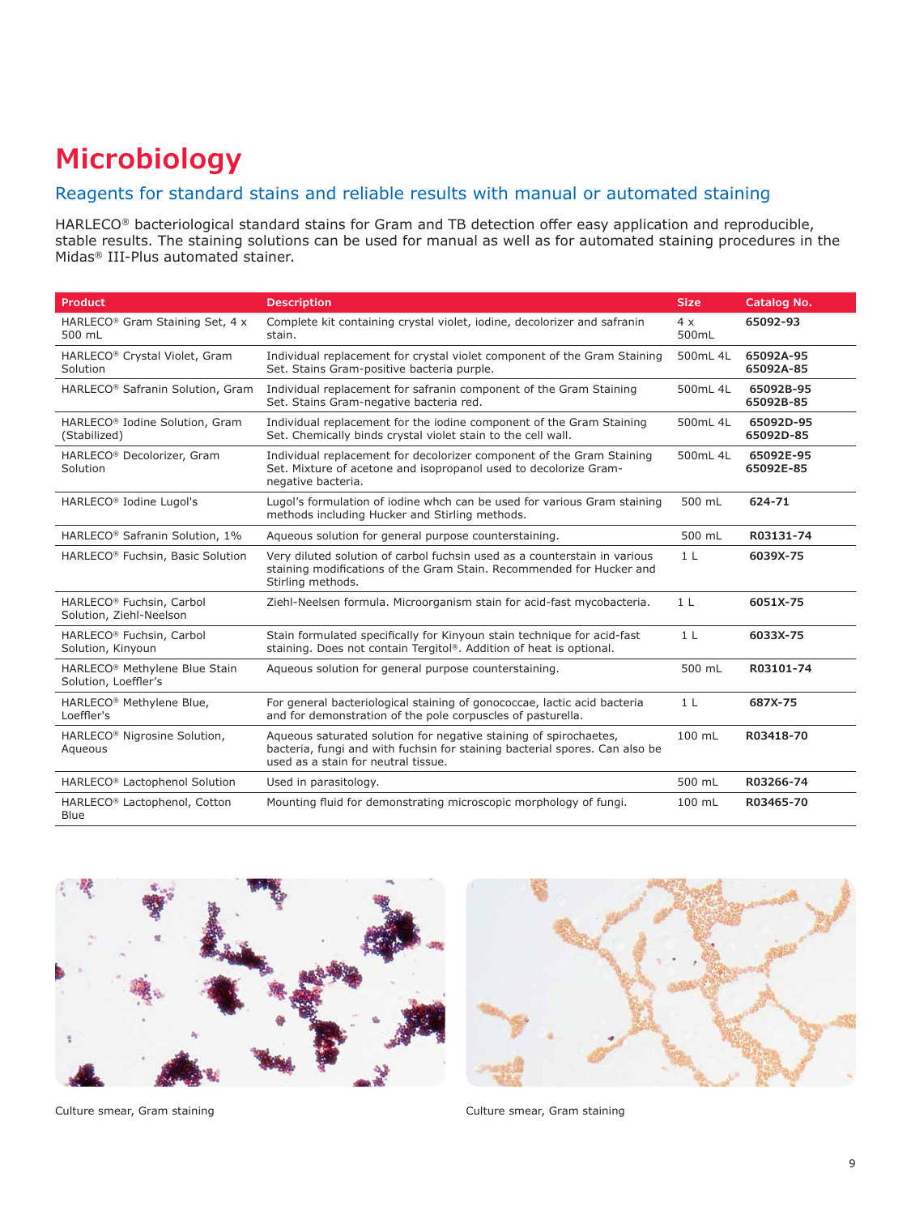# Microbiology

## Reagents for standard stains and reliable results with manual or automated staining

HARLECO® bacteriological standard stains for Gram and TB detection offer easy application and reproducible, stable results. The staining solutions can be used for manual as well as for automated staining procedures in the Midas® III-Plus automated stainer.

| Product | Description | Size | Catalog No. |
|---|---|---|---|
| HARLECO® Gram Staining Set, 4 x 500 mL | Complete kit containing crystal violet, iodine, decolorizer and safranin stain. | 4 x 500mL | **65092-93** |
| HARLECO® Crystal Violet, Gram Solution | Individual replacement for crystal violet component of the Gram Staining Set. Stains Gram-positive bacteria purple. | 500mL 4L | **65092A-95 65092A-85** |
| HARLECO® Safranin Solution, Gram | Individual replacement for safranin component of the Gram Staining Set. Stains Gram-negative bacteria red. | 500mL 4L | **65092B-95 65092B-85** |
| HARLECO® Iodine Solution, Gram (Stabilized) | Individual replacement for the iodine component of the Gram Staining Set. Chemically binds crystal violet stain to the cell wall. | 500mL 4L | **65092D-95 65092D-85** |
| HARLECO® Decolorizer, Gram Solution | Individual replacement for decolorizer component of the Gram Staining Set. Mixture of acetone and isopropanol used to decolorize Gram-negative bacteria. | 500mL 4L | **65092E-95 65092E-85** |
| HARLECO® Iodine Lugol's | Lugol's formulation of iodine whch can be used for various Gram staining methods including Hucker and Stirling methods. | 500 mL | **624-71** |
| HARLECO® Safranin Solution, 1% | Aqueous solution for general purpose counterstaining. | 500 mL | **R03131-74** |
| HARLECO® Fuchsin, Basic Solution | Very diluted solution of carbol fuchsin used as a counterstain in various staining modifications of the Gram Stain. Recommended for Hucker and Stirling methods. | 1 L | **6039X-75** |
| HARLECO® Fuchsin, Carbol Solution, Ziehl-Neelson | Ziehl-Neelsen formula. Microorganism stain for acid-fast mycobacteria. | 1 L | **6051X-75** |
| HARLECO® Fuchsin, Carbol Solution, Kinyoun | Stain formulated specifically for Kinyoun stain technique for acid-fast staining. Does not contain Tergitol®. Addition of heat is optional. | 1 L | **6033X-75** |
| HARLECO® Methylene Blue Stain Solution, Loeffler's | Aqueous solution for general purpose counterstaining. | 500 mL | **R03101-74** |
| HARLECO® Methylene Blue, Loeffler's | For general bacteriological staining of gonococcae, lactic acid bacteria and for demonstration of the pole corpuscles of pasturella. | 1 L | **687X-75** |
| HARLECO® Nigrosine Solution, Aqueous | Aqueous saturated solution for negative staining of spirochaetes, bacteria, fungi and with fuchsin for staining bacterial spores. Can also be used as a stain for neutral tissue. | 100 mL | **R03418-70** |
| HARLECO® Lactophenol Solution | Used in parasitology. | 500 mL | **R03266-74** |
| HARLECO® Lactophenol, Cotton Blue | Mounting fluid for demonstrating microscopic morphology of fungi. | 100 mL | **R03465-70** |

Culture smear, Gram staining

Culture smear, Gram staining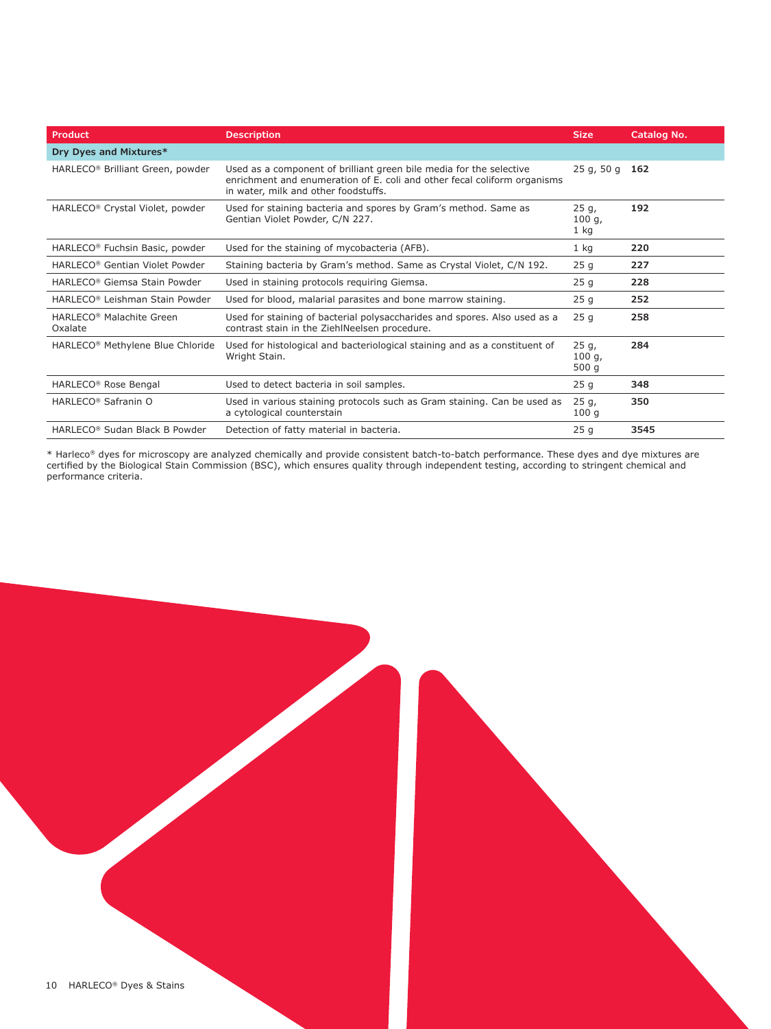| Product | Description | Size | Catalog No. |
|---|---|---|---|
| **Dry Dyes and Mixtures*** | | | |
| HARLECO® Brilliant Green, powder | Used as a component of brilliant green bile media for the selective enrichment and enumeration of E. coli and other fecal coliform organisms in water, milk and other foodstuffs. | 25 g, 50 g | **162** |
| HARLECO® Crystal Violet, powder | Used for staining bacteria and spores by Gram's method. Same as Gentian Violet Powder, C/N 227. | 25 g, 100 g, 1 kg | **192** |
| HARLECO® Fuchsin Basic, powder | Used for the staining of mycobacteria (AFB). | 1 kg | **220** |
| HARLECO® Gentian Violet Powder | Staining bacteria by Gram's method. Same as Crystal Violet, C/N 192. | 25 g | **227** |
| HARLECO® Giemsa Stain Powder | Used in staining protocols requiring Giemsa. | 25 g | **228** |
| HARLECO® Leishman Stain Powder | Used for blood, malarial parasites and bone marrow staining. | 25 g | **252** |
| HARLECO® Malachite Green Oxalate | Used for staining of bacterial polysaccharides and spores. Also used as a contrast stain in the ZiehlNeelsen procedure. | 25 g | **258** |
| HARLECO® Methylene Blue Chloride | Used for histological and bacteriological staining and as a constituent of Wright Stain. | 25 g, 100 g, 500 g | **284** |
| HARLECO® Rose Bengal | Used to detect bacteria in soil samples. | 25 g | **348** |
| HARLECO® Safranin O | Used in various staining protocols such as Gram staining. Can be used as a cytological counterstain | 25 g, 100 g | **350** |
| HARLECO® Sudan Black B Powder | Detection of fatty material in bacteria. | 25 g | **3545** |

* Harleco® dyes for microscopy are analyzed chemically and provide consistent batch-to-batch performance. These dyes and dye mixtures are certified by the Biological Stain Commission (BSC), which ensures quality through independent testing, according to stringent chemical and performance criteria.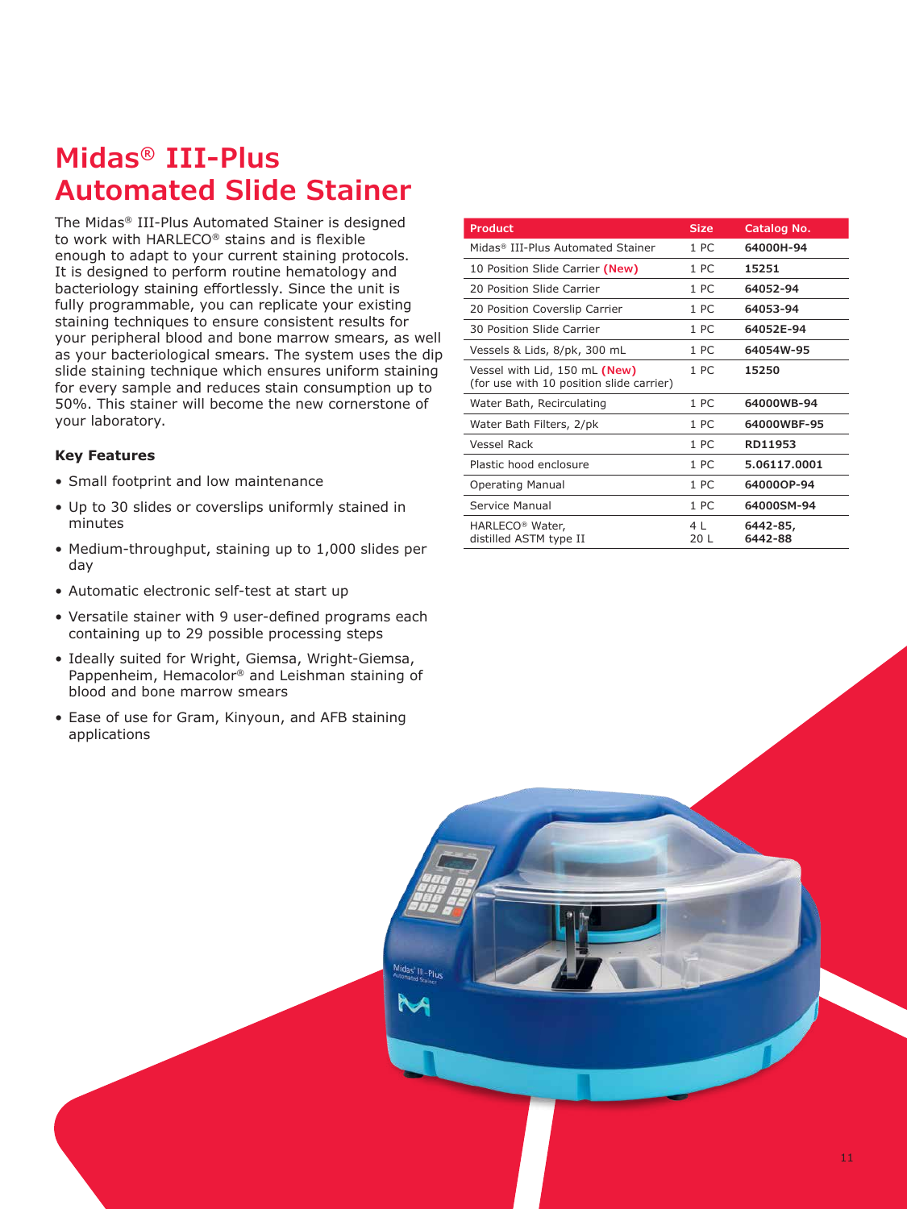# Midas® III-Plus Automated Slide Stainer

The Midas® III-Plus Automated Stainer is designed to work with HARLECO® stains and is flexible enough to adapt to your current staining protocols. It is designed to perform routine hematology and bacteriology staining effortlessly. Since the unit is fully programmable, you can replicate your existing staining techniques to ensure consistent results for your peripheral blood and bone marrow smears, as well as your bacteriological smears. The system uses the dip slide staining technique which ensures uniform staining for every sample and reduces stain consumption up to 50%. This stainer will become the new cornerstone of your laboratory.

### Key Features

- Small footprint and low maintenance
- Up to 30 slides or coverslips uniformly stained in minutes
- Medium-throughput, staining up to 1,000 slides per day
- Automatic electronic self-test at start up
- Versatile stainer with 9 user-defined programs each containing up to 29 possible processing steps
- Ideally suited for Wright, Giemsa, Wright-Giemsa, Pappenheim, Hemacolor® and Leishman staining of blood and bone marrow smears
- Ease of use for Gram, Kinyoun, and AFB staining applications

| Product | Size | Catalog No. |
|---|---|---|
| Midas® III-Plus Automated Stainer | 1 PC | **64000H-94** |
| 10 Position Slide Carrier **(New)** | 1 PC | **15251** |
| 20 Position Slide Carrier | 1 PC | **64052-94** |
| 20 Position Coverslip Carrier | 1 PC | **64053-94** |
| 30 Position Slide Carrier | 1 PC | **64052E-94** |
| Vessels & Lids, 8/pk, 300 mL | 1 PC | **64054W-95** |
| Vessel with Lid, 150 mL **(New)** (for use with 10 position slide carrier) | 1 PC | **15250** |
| Water Bath, Recirculating | 1 PC | **64000WB-94** |
| Water Bath Filters, 2/pk | 1 PC | **64000WBF-95** |
| Vessel Rack | 1 PC | **RD11953** |
| Plastic hood enclosure | 1 PC | **5.06117.0001** |
| Operating Manual | 1 PC | **64000OP-94** |
| Service Manual | 1 PC | **64000SM-94** |
| HARLECO® Water, distilled ASTM type II | 4 L<br>20 L | **6442-85,**<br>**6442-88** |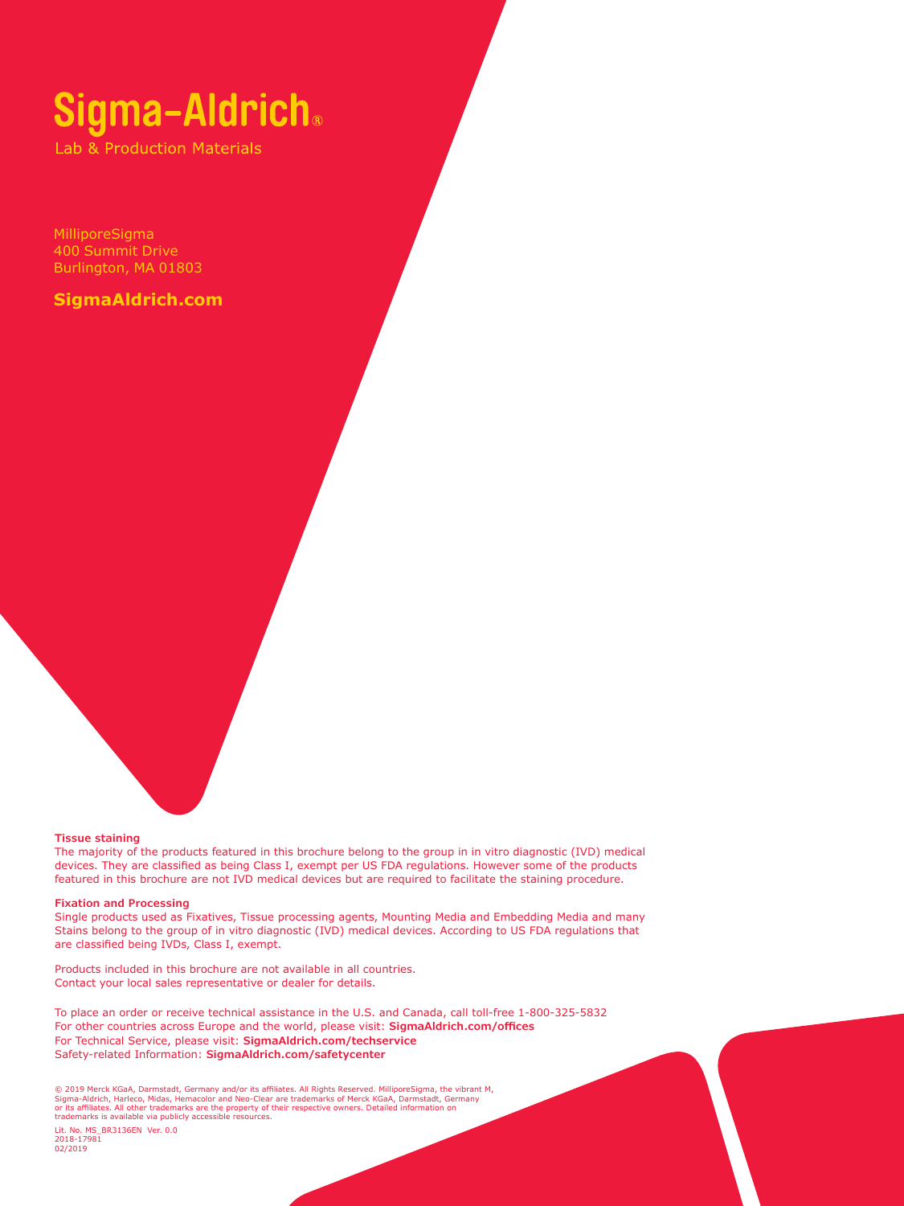# Sigma-Aldrich®

Lab & Production Materials

MilliporeSigma
400 Summit Drive
Burlington, MA 01803

**SigmaAldrich.com**

**Tissue staining**
The majority of the products featured in this brochure belong to the group in in vitro diagnostic (IVD) medical devices. They are classified as being Class I, exempt per US FDA regulations. However some of the products featured in this brochure are not IVD medical devices but are required to facilitate the staining procedure.

**Fixation and Processing**
Single products used as Fixatives, Tissue processing agents, Mounting Media and Embedding Media and many Stains belong to the group of in vitro diagnostic (IVD) medical devices. According to US FDA regulations that are classified being IVDs, Class I, exempt.

Products included in this brochure are not available in all countries.
Contact your local sales representative or dealer for details.

To place an order or receive technical assistance in the U.S. and Canada, call toll-free 1-800-325-5832
For other countries across Europe and the world, please visit: **SigmaAldrich.com/offices**
For Technical Service, please visit: **SigmaAldrich.com/techservice**
Safety-related Information: **SigmaAldrich.com/safetycenter**

© 2019 Merck KGaA, Darmstadt, Germany and/or its affiliates. All Rights Reserved. MilliporeSigma, the vibrant M, Sigma-Aldrich, Harleco, Midas, Hemacolor and Neo-Clear are trademarks of Merck KGaA, Darmstadt, Germany or its affiliates. All other trademarks are the property of their respective owners. Detailed information on trademarks is available via publicly accessible resources.

Lit. No. MS_BR3136EN Ver. 0.0
2018-17981
02/2019